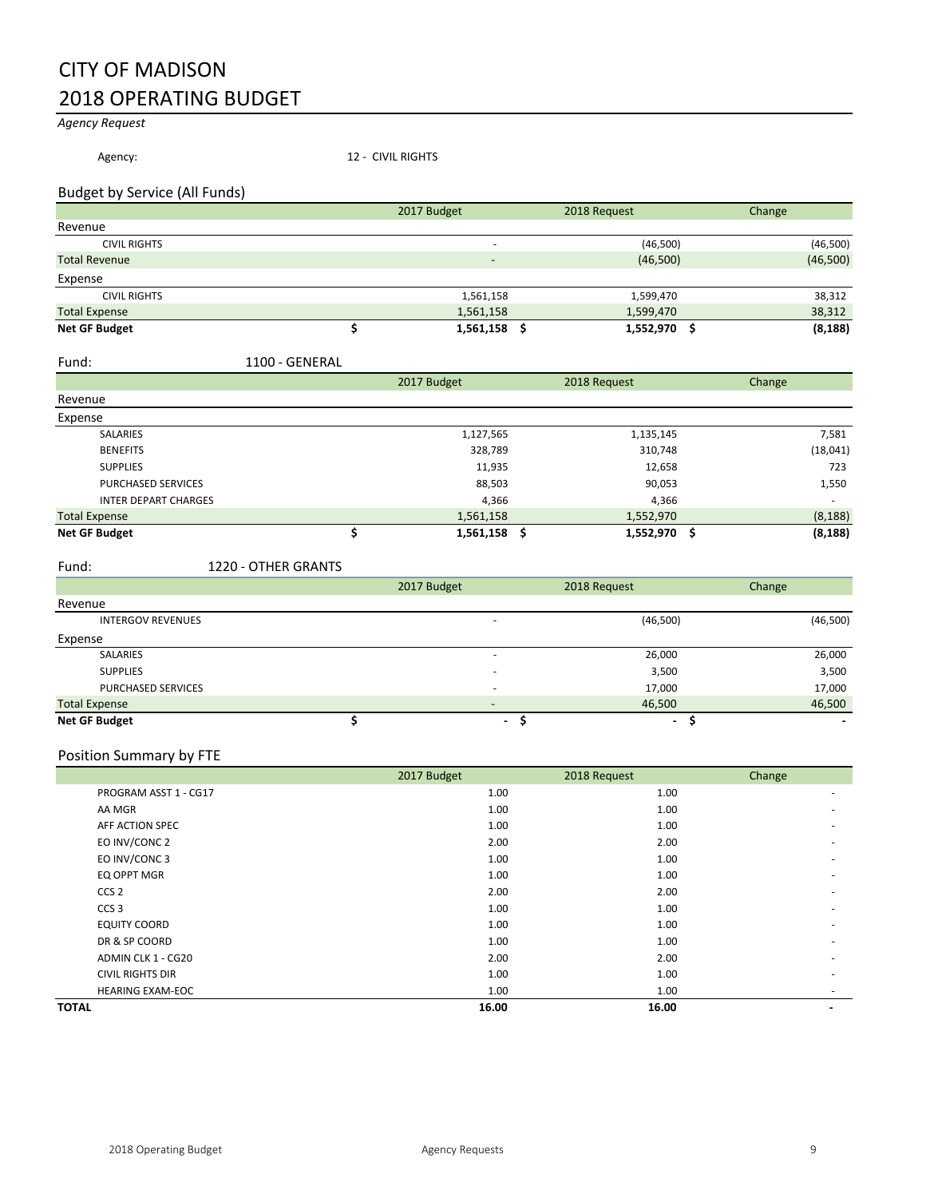# CITY OF MADISON
# 2018 OPERATING BUDGET

*Agency Request*

Agency: 12 - CIVIL RIGHTS

## Budget by Service (All Funds)

| | 2017 Budget | 2018 Request | Change |
|---|---|---|---|
| **Revenue** | | | |
| CIVIL RIGHTS | - | (46,500) | (46,500) |
| Total Revenue | - | (46,500) | (46,500) |
| **Expense** | | | |
| CIVIL RIGHTS | 1,561,158 | 1,599,470 | 38,312 |
| Total Expense | 1,561,158 | 1,599,470 | 38,312 |
| **Net GF Budget** | **$ 1,561,158** | **$ 1,552,970** | **$ (8,188)** |

Fund: 1100 - GENERAL

| | 2017 Budget | 2018 Request | Change |
|---|---|---|---|
| **Revenue** | | | |
| **Expense** | | | |
| SALARIES | 1,127,565 | 1,135,145 | 7,581 |
| BENEFITS | 328,789 | 310,748 | (18,041) |
| SUPPLIES | 11,935 | 12,658 | 723 |
| PURCHASED SERVICES | 88,503 | 90,053 | 1,550 |
| INTER DEPART CHARGES | 4,366 | 4,366 | - |
| Total Expense | 1,561,158 | 1,552,970 | (8,188) |
| **Net GF Budget** | **$ 1,561,158** | **$ 1,552,970** | **$ (8,188)** |

Fund: 1220 - OTHER GRANTS

| | 2017 Budget | 2018 Request | Change |
|---|---|---|---|
| **Revenue** | | | |
| INTERGOV REVENUES | - | (46,500) | (46,500) |
| **Expense** | | | |
| SALARIES | - | 26,000 | 26,000 |
| SUPPLIES | - | 3,500 | 3,500 |
| PURCHASED SERVICES | - | 17,000 | 17,000 |
| Total Expense | - | 46,500 | 46,500 |
| **Net GF Budget** | **$ -** | **$ -** | **$ -** |

## Position Summary by FTE

| | 2017 Budget | 2018 Request | Change |
|---|---|---|---|
| PROGRAM ASST 1 - CG17 | 1.00 | 1.00 | - |
| AA MGR | 1.00 | 1.00 | - |
| AFF ACTION SPEC | 1.00 | 1.00 | - |
| EO INV/CONC 2 | 2.00 | 2.00 | - |
| EO INV/CONC 3 | 1.00 | 1.00 | - |
| EQ OPPT MGR | 1.00 | 1.00 | - |
| CCS 2 | 2.00 | 2.00 | - |
| CCS 3 | 1.00 | 1.00 | - |
| EQUITY COORD | 1.00 | 1.00 | - |
| DR & SP COORD | 1.00 | 1.00 | - |
| ADMIN CLK 1 - CG20 | 2.00 | 2.00 | - |
| CIVIL RIGHTS DIR | 1.00 | 1.00 | - |
| HEARING EXAM-EOC | 1.00 | 1.00 | - |
| **TOTAL** | **16.00** | **16.00** | **-** |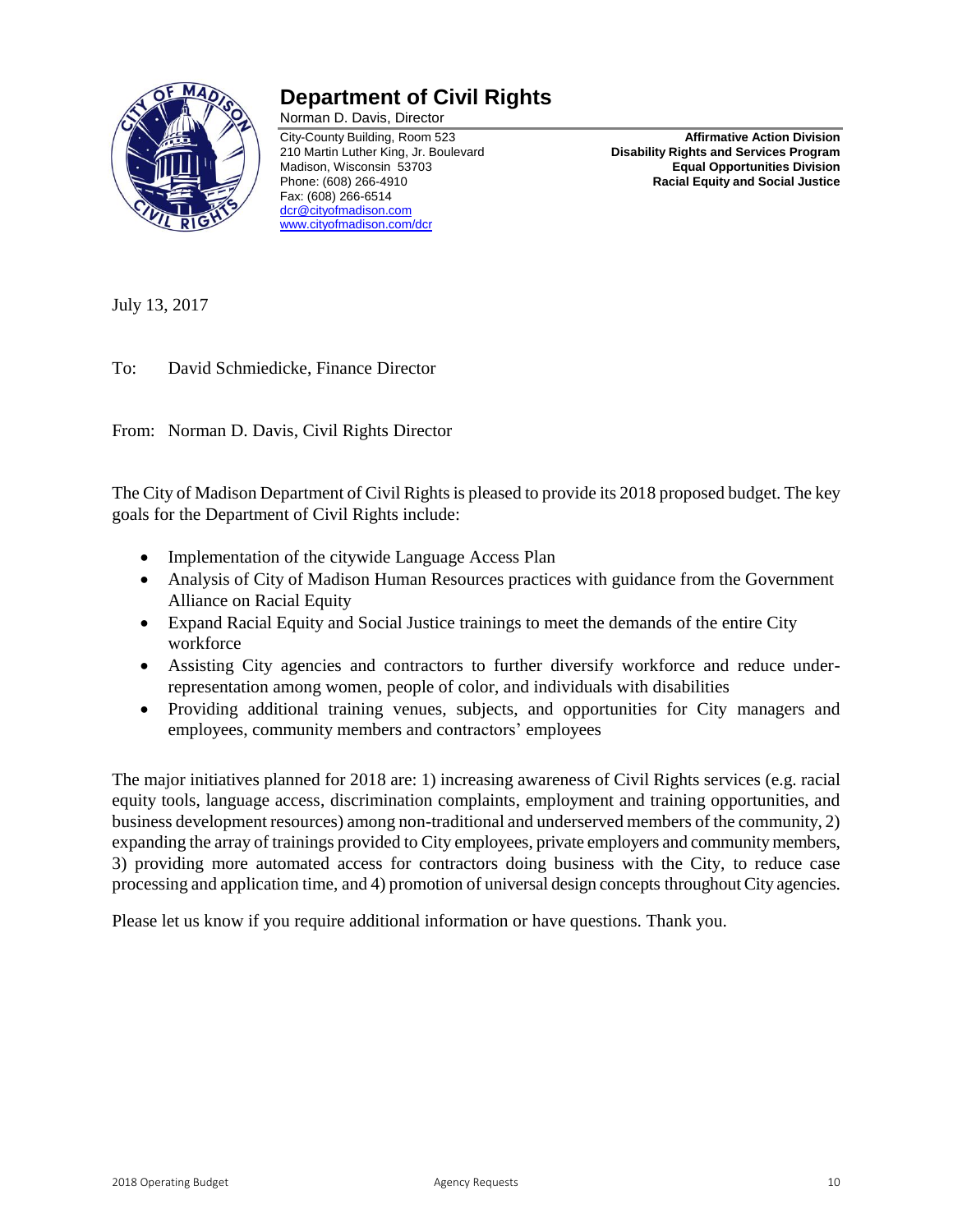# Department of Civil Rights

Norman D. Davis, Director

City-County Building, Room 523
210 Martin Luther King, Jr. Boulevard
Madison, Wisconsin 53703
Phone: (608) 266-4910
Fax: (608) 266-6514
dcr@cityofmadison.com
www.cityofmadison.com/dcr

**Affirmative Action Division**
**Disability Rights and Services Program**
**Equal Opportunities Division**
**Racial Equity and Social Justice**

July 13, 2017

To: David Schmiedicke, Finance Director

From: Norman D. Davis, Civil Rights Director

The City of Madison Department of Civil Rights is pleased to provide its 2018 proposed budget. The key goals for the Department of Civil Rights include:

- Implementation of the citywide Language Access Plan
- Analysis of City of Madison Human Resources practices with guidance from the Government Alliance on Racial Equity
- Expand Racial Equity and Social Justice trainings to meet the demands of the entire City workforce
- Assisting City agencies and contractors to further diversify workforce and reduce under-representation among women, people of color, and individuals with disabilities
- Providing additional training venues, subjects, and opportunities for City managers and employees, community members and contractors' employees

The major initiatives planned for 2018 are: 1) increasing awareness of Civil Rights services (e.g. racial equity tools, language access, discrimination complaints, employment and training opportunities, and business development resources) among non-traditional and underserved members of the community, 2) expanding the array of trainings provided to City employees, private employers and community members, 3) providing more automated access for contractors doing business with the City, to reduce case processing and application time, and 4) promotion of universal design concepts throughout City agencies.

Please let us know if you require additional information or have questions. Thank you.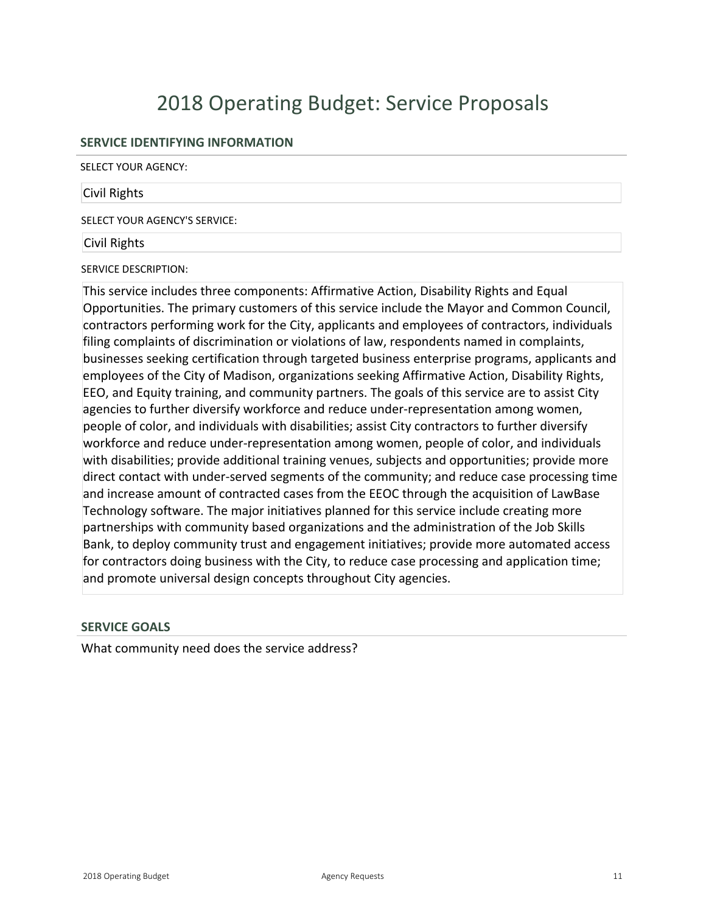# 2018 Operating Budget: Service Proposals

## SERVICE IDENTIFYING INFORMATION

SELECT YOUR AGENCY:

Civil Rights

SELECT YOUR AGENCY'S SERVICE:

Civil Rights

SERVICE DESCRIPTION:

This service includes three components: Affirmative Action, Disability Rights and Equal Opportunities. The primary customers of this service include the Mayor and Common Council, contractors performing work for the City, applicants and employees of contractors, individuals filing complaints of discrimination or violations of law, respondents named in complaints, businesses seeking certification through targeted business enterprise programs, applicants and employees of the City of Madison, organizations seeking Affirmative Action, Disability Rights, EEO, and Equity training, and community partners. The goals of this service are to assist City agencies to further diversify workforce and reduce under-representation among women, people of color, and individuals with disabilities; assist City contractors to further diversify workforce and reduce under-representation among women, people of color, and individuals with disabilities; provide additional training venues, subjects and opportunities; provide more direct contact with under-served segments of the community; and reduce case processing time and increase amount of contracted cases from the EEOC through the acquisition of LawBase Technology software. The major initiatives planned for this service include creating more partnerships with community based organizations and the administration of the Job Skills Bank, to deploy community trust and engagement initiatives; provide more automated access for contractors doing business with the City, to reduce case processing and application time; and promote universal design concepts throughout City agencies.

## SERVICE GOALS

What community need does the service address?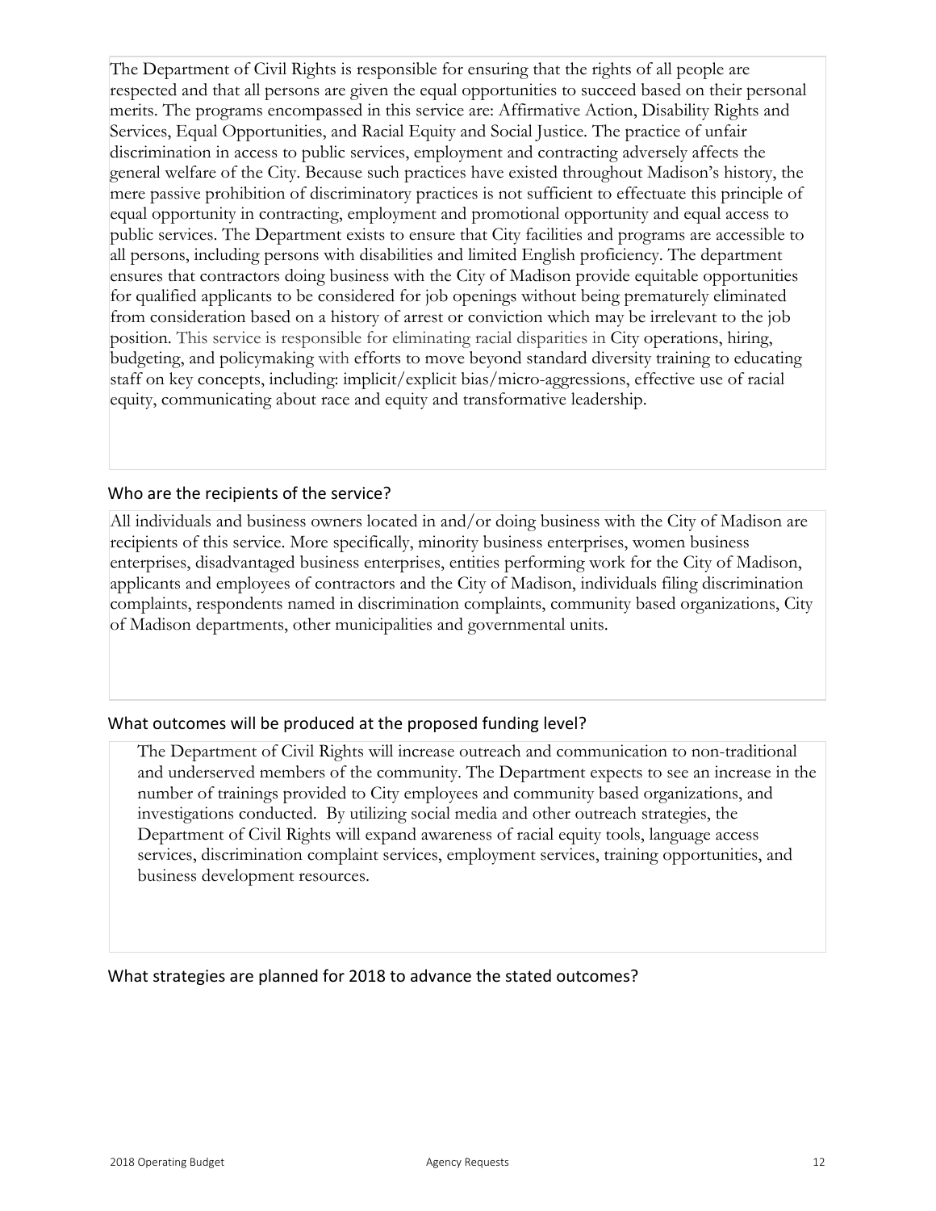The Department of Civil Rights is responsible for ensuring that the rights of all people are respected and that all persons are given the equal opportunities to succeed based on their personal merits. The programs encompassed in this service are: Affirmative Action, Disability Rights and Services, Equal Opportunities, and Racial Equity and Social Justice. The practice of unfair discrimination in access to public services, employment and contracting adversely affects the general welfare of the City. Because such practices have existed throughout Madison's history, the mere passive prohibition of discriminatory practices is not sufficient to effectuate this principle of equal opportunity in contracting, employment and promotional opportunity and equal access to public services. The Department exists to ensure that City facilities and programs are accessible to all persons, including persons with disabilities and limited English proficiency. The department ensures that contractors doing business with the City of Madison provide equitable opportunities for qualified applicants to be considered for job openings without being prematurely eliminated from consideration based on a history of arrest or conviction which may be irrelevant to the job position. This service is responsible for eliminating racial disparities in City operations, hiring, budgeting, and policymaking with efforts to move beyond standard diversity training to educating staff on key concepts, including: implicit/explicit bias/micro-aggressions, effective use of racial equity, communicating about race and equity and transformative leadership.

## Who are the recipients of the service?

All individuals and business owners located in and/or doing business with the City of Madison are recipients of this service. More specifically, minority business enterprises, women business enterprises, disadvantaged business enterprises, entities performing work for the City of Madison, applicants and employees of contractors and the City of Madison, individuals filing discrimination complaints, respondents named in discrimination complaints, community based organizations, City of Madison departments, other municipalities and governmental units.

## What outcomes will be produced at the proposed funding level?

The Department of Civil Rights will increase outreach and communication to non-traditional and underserved members of the community. The Department expects to see an increase in the number of trainings provided to City employees and community based organizations, and investigations conducted. By utilizing social media and other outreach strategies, the Department of Civil Rights will expand awareness of racial equity tools, language access services, discrimination complaint services, employment services, training opportunities, and business development resources.

## What strategies are planned for 2018 to advance the stated outcomes?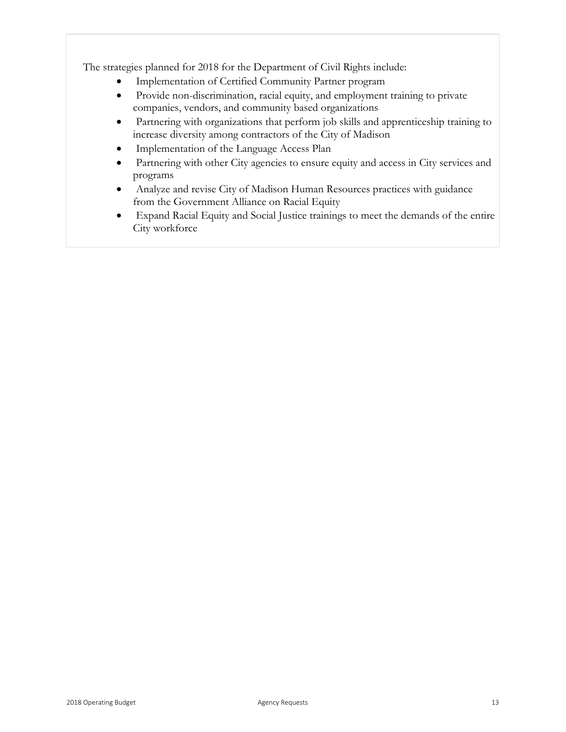The strategies planned for 2018 for the Department of Civil Rights include:

- Implementation of Certified Community Partner program
- Provide non-discrimination, racial equity, and employment training to private companies, vendors, and community based organizations
- Partnering with organizations that perform job skills and apprenticeship training to increase diversity among contractors of the City of Madison
- Implementation of the Language Access Plan
- Partnering with other City agencies to ensure equity and access in City services and programs
- Analyze and revise City of Madison Human Resources practices with guidance from the Government Alliance on Racial Equity
- Expand Racial Equity and Social Justice trainings to meet the demands of the entire City workforce